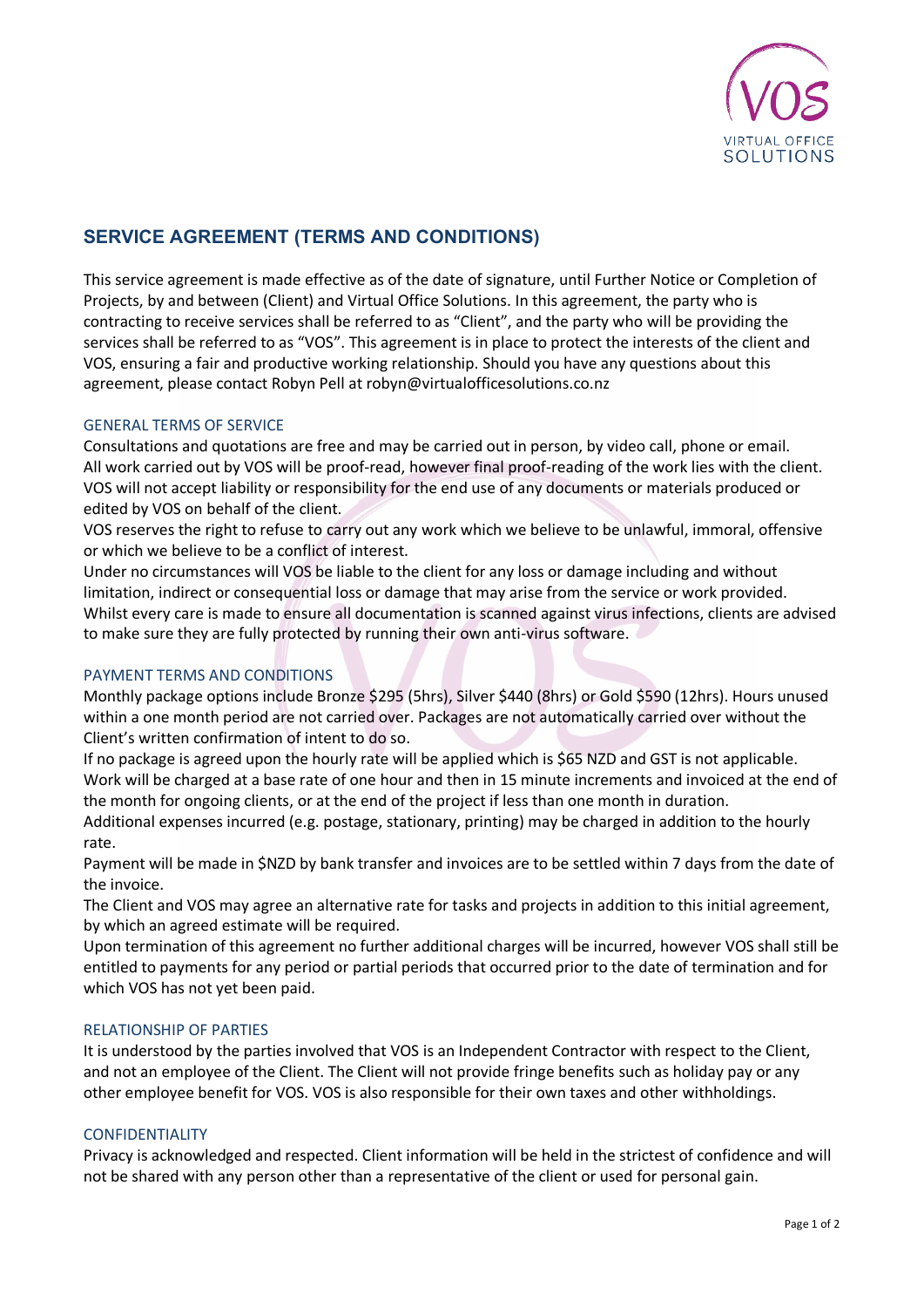## SERVICE AGREEMENT (TERMS AND CONDITIONS)

This service agreement is made effective as of the date of signature, until Further Notice or Completion of Projects, by and between (Client) and Virtual Office Solutions. In this agreement, the party who is contracting to receive services shall be referred to as "Client", and the party who will be providing the services shall be referred to as "VOS". This agreement is in place to protect the interests of the client and VOS, ensuring a fair and productive working relationship. Should you have any questions about this agreement, please contact Robyn Pell at robyn@virtualofficesolutions.co.nz

### GENERAL TERMS OF SERVICE

Consultations and quotations are free and may be carried out in person, by video call, phone or email.
All work carried out by VOS will be proof-read, however final proof-reading of the work lies with the client.
VOS will not accept liability or responsibility for the end use of any documents or materials produced or edited by VOS on behalf of the client.
VOS reserves the right to refuse to carry out any work which we believe to be unlawful, immoral, offensive or which we believe to be a conflict of interest.
Under no circumstances will VOS be liable to the client for any loss or damage including and without limitation, indirect or consequential loss or damage that may arise from the service or work provided.
Whilst every care is made to ensure all documentation is scanned against virus infections, clients are advised to make sure they are fully protected by running their own anti-virus software.

### PAYMENT TERMS AND CONDITIONS

Monthly package options include Bronze $295 (5hrs), Silver $440 (8hrs) or Gold $590 (12hrs). Hours unused within a one month period are not carried over. Packages are not automatically carried over without the Client's written confirmation of intent to do so.
If no package is agreed upon the hourly rate will be applied which is $65 NZD and GST is not applicable.
Work will be charged at a base rate of one hour and then in 15 minute increments and invoiced at the end of the month for ongoing clients, or at the end of the project if less than one month in duration.
Additional expenses incurred (e.g. postage, stationary, printing) may be charged in addition to the hourly rate.
Payment will be made in $NZD by bank transfer and invoices are to be settled within 7 days from the date of the invoice.
The Client and VOS may agree an alternative rate for tasks and projects in addition to this initial agreement, by which an agreed estimate will be required.
Upon termination of this agreement no further additional charges will be incurred, however VOS shall still be entitled to payments for any period or partial periods that occurred prior to the date of termination and for which VOS has not yet been paid.

### RELATIONSHIP OF PARTIES

It is understood by the parties involved that VOS is an Independent Contractor with respect to the Client, and not an employee of the Client. The Client will not provide fringe benefits such as holiday pay or any other employee benefit for VOS. VOS is also responsible for their own taxes and other withholdings.

### CONFIDENTIALITY

Privacy is acknowledged and respected. Client information will be held in the strictest of confidence and will not be shared with any person other than a representative of the client or used for personal gain.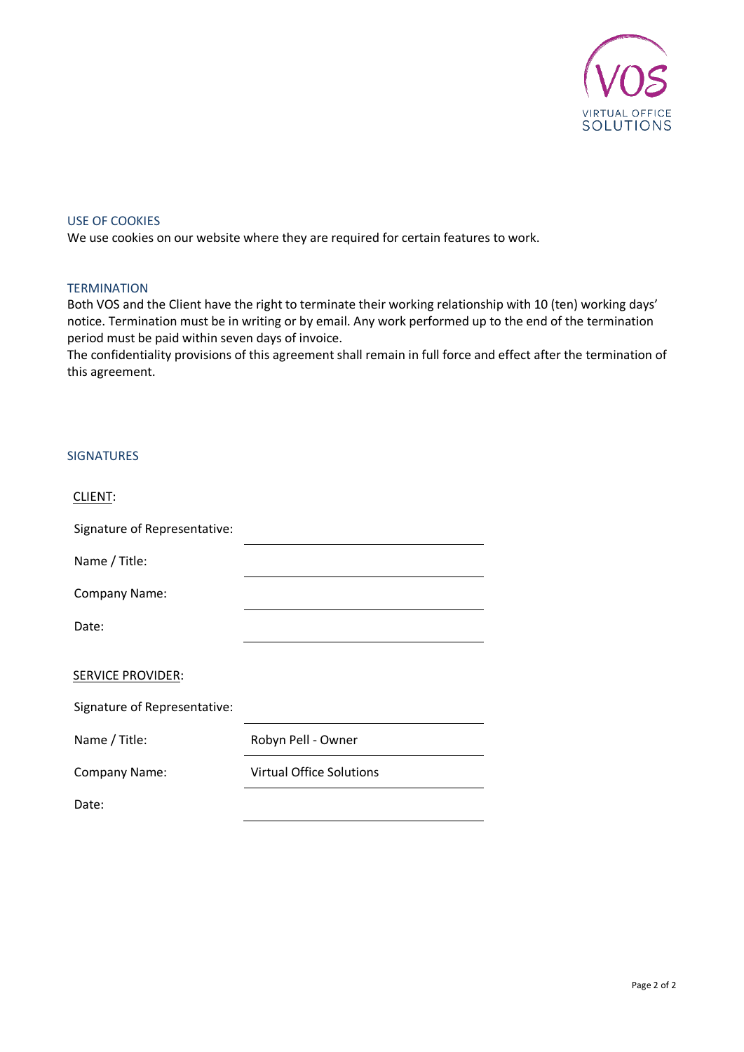## USE OF COOKIES

We use cookies on our website where they are required for certain features to work.

## TERMINATION

Both VOS and the Client have the right to terminate their working relationship with 10 (ten) working days' notice. Termination must be in writing or by email. Any work performed up to the end of the termination period must be paid within seven days of invoice.

The confidentiality provisions of this agreement shall remain in full force and effect after the termination of this agreement.

## SIGNATURES

| | |
|---|---|
| CLIENT: | |
| Signature of Representative: | |
| Name / Title: | |
| Company Name: | |
| Date: | |
| SERVICE PROVIDER: | |
| Signature of Representative: | |
| Name / Title: | Robyn Pell - Owner |
| Company Name: | Virtual Office Solutions |
| Date: | |